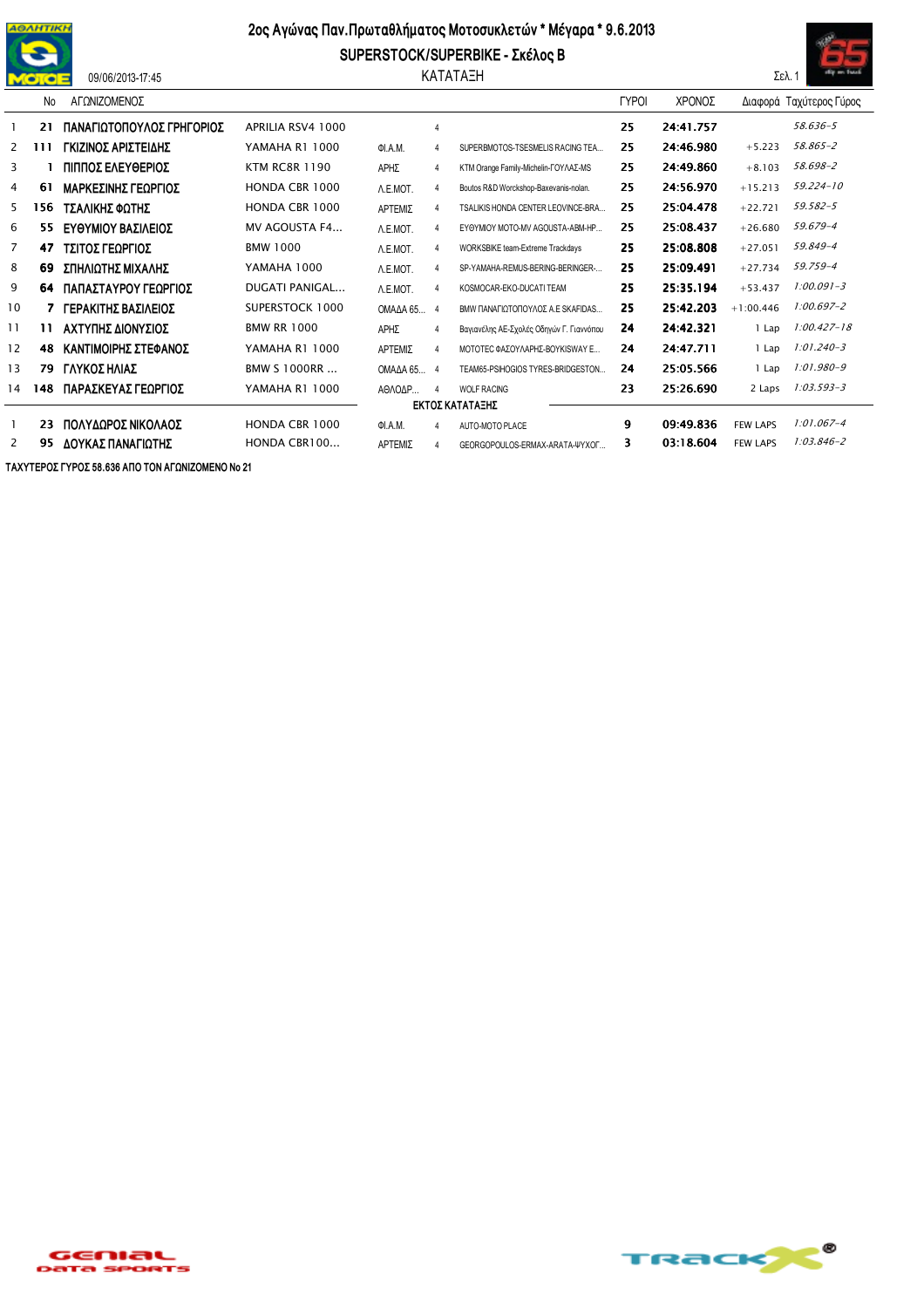# 2ος Αγώνας Παν.Πρωταθλήματος Μοτοσυκλετών * Μέγαρα * 9.6.2013

## SUPERSTOCK/SUPERBIKE - Σκέλος Β

ΚΑΤΑΤΑΞΗ

09/06/2013-17:45

Σελ. 1

| | No | ΑΓΩΝΙΖΟΜΕΝΟΣ | | | | | ΓΥΡΟΙ | ΧΡΟΝΟΣ | Διαφορά | Ταχύτερος Γύρος |
|---|---|---|---|---|---|---|---|---|---|---|
| 1 | 21 | ΠΑΝΑΓΙΩΤΟΠΟΥΛΟΣ ΓΡΗΓΟΡΙΟΣ | APRILIA RSV4 1000 | | 4 | | 25 | 24:41.757 | | 58.636-5 |
| 2 | 111 | ΓΚΙΖΙΝΟΣ ΑΡΙΣΤΕΙΔΗΣ | YAMAHA R1 1000 | ΦΙ.Α.Μ. | 4 | SUPERBMOTOS-TSESMELIS RACING TEA... | 25 | 24:46.980 | +5.223 | 58.865-2 |
| 3 | 1 | ΠΙΠΠΟΣ ΕΛΕΥΘΕΡΙΟΣ | KTM RC8R 1190 | ΑΡΗΣ | 4 | KTM Orange Family-Michelin-ΓΟΥΛΑΣ-MS | 25 | 24:49.860 | +8.103 | 58.698-2 |
| 4 | 61 | ΜΑΡΚΕΣΙΝΗΣ ΓΕΩΡΓΙΟΣ | HONDA CBR 1000 | Λ.Ε.ΜΟΤ. | 4 | Boutos R&D Workshop-Baxevanis-nolan. | 25 | 24:56.970 | +15.213 | 59.224-10 |
| 5 | 156 | ΤΣΑΛΙΚΗΣ ΦΩΤΗΣ | HONDA CBR 1000 | ΑΡΤΕΜΙΣ | 4 | TSALIKIS HONDA CENTER LEOVINCE-BRA... | 25 | 25:04.478 | +22.721 | 59.582-5 |
| 6 | 55 | ΕΥΘΥΜΙΟΥ ΒΑΣΙΛΕΙΟΣ | MV AGOUSTA F4... | Λ.Ε.ΜΟΤ. | 4 | ΕΥΘΥΜΙΟΥ MOTO-MV AGOUSTA-ABM-HP... | 25 | 25:08.437 | +26.680 | 59.679-4 |
| 7 | 47 | ΤΣΙΤΟΣ ΓΕΩΡΓΙΟΣ | BMW 1000 | Λ.Ε.ΜΟΤ. | 4 | WORKSBIKE team-Extreme Trackdays | 25 | 25:08.808 | +27.051 | 59.849-4 |
| 8 | 69 | ΣΠΗΛΙΩΤΗΣ ΜΙΧΑΛΗΣ | YAMAHA 1000 | Λ.Ε.ΜΟΤ. | 4 | SP-YAMAHA-REMUS-BERING-BERINGER-... | 25 | 25:09.491 | +27.734 | 59.759-4 |
| 9 | 64 | ΠΑΠΑΣΤΑΥΡΟΥ ΓΕΩΡΓΙΟΣ | DUGATI PANIGAL... | Λ.Ε.ΜΟΤ. | 4 | KOSMOCAR-EKO-DUCATI TEAM | 25 | 25:35.194 | +53.437 | 1:00.091-3 |
| 10 | 7 | ΓΕΡΑΚΙΤΗΣ ΒΑΣΙΛΕΙΟΣ | SUPERSTOCK 1000 | ΟΜΑΔΑ 65... | 4 | BMW ΠΑΝΑΓΙΩΤΟΠΟΥΛΟΣ Α.Ε SKAFIDAS... | 25 | 25:42.203 | +1:00.446 | 1:00.697-2 |
| 11 | 11 | ΑΧΤΥΠΗΣ ΔΙΟΝΥΣΙΟΣ | BMW RR 1000 | ΑΡΗΣ | 4 | Βαγιανέλης ΑΕ-Σχολές Οδηγών Γ. Γιαννόπου | 24 | 24:42.321 | 1 Lap | 1:00.427-18 |
| 12 | 48 | ΚΑΝΤΙΜΟΙΡΗΣ ΣΤΕΦΑΝΟΣ | YAMAHA R1 1000 | ΑΡΤΕΜΙΣ | 4 | MOTOTEC ΦΑΣΟΥΛΑΡΗΣ-ΒΟΥΚΙSWAY E... | 24 | 24:47.711 | 1 Lap | 1:01.240-3 |
| 13 | 79 | ΓΛΥΚΟΣ ΗΛΙΑΣ | BMW S 1000RR ... | ΟΜΑΔΑ 65... | 4 | TEAM65-PSIHOGIOS TYRES-BRIDGESTON... | 24 | 25:05.566 | 1 Lap | 1:01.980-9 |
| 14 | 148 | ΠΑΡΑΣΚΕΥΑΣ ΓΕΩΡΓΙΟΣ | YAMAHA R1 1000 | ΑΘΛΟΔΡ... | 4 | WOLF RACING | 23 | 25:26.690 | 2 Laps | 1:03.593-3 |
| | | **ΕΚΤΟΣ ΚΑΤΑΤΑΞΗΣ** | | | | | | | | |
| 1 | 23 | ΠΟΛΥΔΩΡΟΣ ΝΙΚΟΛΑΟΣ | HONDA CBR 1000 | ΦΙ.Α.Μ. | 4 | AUTO-MOTO PLACE | 9 | 09:49.836 | FEW LAPS | 1:01.067-4 |
| 2 | 95 | ΔΟΥΚΑΣ ΠΑΝΑΓΙΩΤΗΣ | HONDA CBR100... | ΑΡΤΕΜΙΣ | 4 | GEORGOPOULOS-ERMAX-ARATA-ΨΥΧΟΓ... | 3 | 03:18.604 | FEW LAPS | 1:03.846-2 |

ΤΑΧΥΤΕΡΟΣ ΓΥΡΟΣ 58.636 ΑΠΟ ΤΟΝ ΑΓΩΝΙΖΟΜΕΝΟ No 21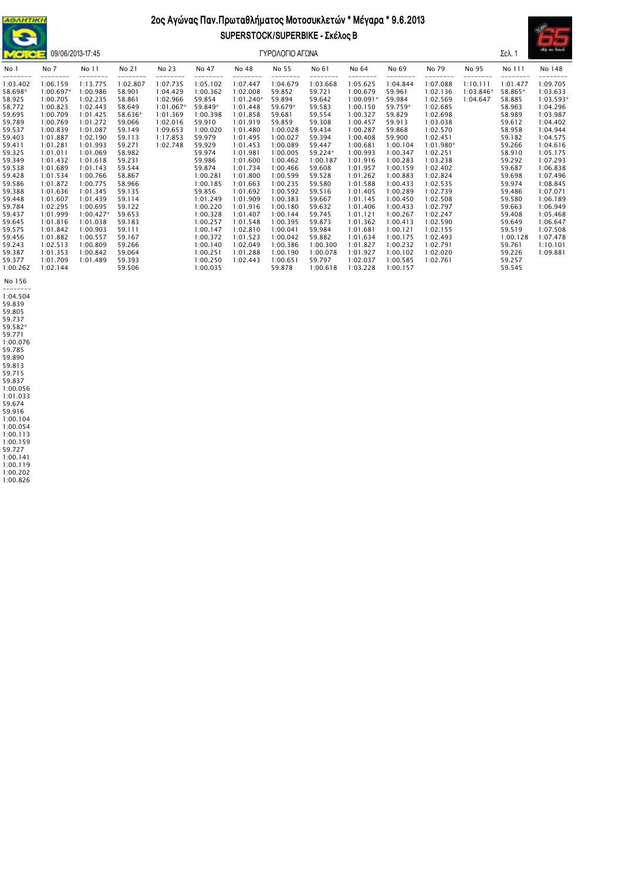# 2ος Αγώνας Παν.Πρωταθλήματος Μοτοσυκλετών * Μέγαρα * 9.6.2013

## SUPERSTOCK/SUPERBIKE - Σκέλος Β

09/06/2013-17:45

ΓΥΡΟΛΟΓΙΟ ΑΓΩΝΑ

| No 1 | No 7 | No 11 | No 21 | No 23 | No 47 | No 48 | No 55 | No 61 | No 64 | No 69 | No 79 | No 95 | No 111 | No 148 |
|---|---|---|---|---|---|---|---|---|---|---|---|---|---|---|
| 1:03.402 | 1:06.159 | 1:13.775 | 1:02.807 | 1:07.735 | 1:05.102 | 1:07.447 | 1:04.679 | 1:03.668 | 1:05.625 | 1:04.844 | 1:07.088 | 1:10.111 | 1:01.477 | 1:09.705 |
| 58.698* | 1:00.697* | 1:00.986 | 58.901 | 1:04.429 | 1:00.362 | 1:02.008 | 59.852 | 59.721 | 1:00.679 | 59.961 | 1:02.136 | 1:03.846* | 58.865* | 1:03.633 |
| 58.925 | 1:00.705 | 1:02.235 | 58.861 | 1:02.966 | 59.854 | 1:01.240* | 59.894 | 59.642 | 1:00.091* | 59.984 | 1:02.569 | 1:04.647 | 58.885 | 1:03.593* |
| 58.772 | 1:00.823 | 1:02.443 | 58.649 | 1:01.067* | 59.849* | 1:01.448 | 59.679* | 59.583 | 1:00.150 | 59.759* | 1:02.685 | | 58.963 | 1:04.296 |
| 59.695 | 1:00.709 | 1:01.425 | 58.636* | 1:01.369 | 1:00.398 | 1:01.858 | 59.681 | 59.554 | 1:00.327 | 59.829 | 1:02.698 | | 58.989 | 1:03.987 |
| 59.789 | 1:00.769 | 1:01.272 | 59.066 | 1:02.016 | 59.910 | 1:01.919 | 59.859 | 59.308 | 1:00.457 | 59.913 | 1:03.038 | | 59.612 | 1:04.402 |
| 59.537 | 1:00.839 | 1:01.087 | 59.149 | 1:09.653 | 1:00.020 | 1:01.480 | 1:00.028 | 59.434 | 1:00.287 | 59.868 | 1:02.570 | | 58.958 | 1:04.944 |
| 59.403 | 1:01.887 | 1:02.190 | 59.113 | 1:17.853 | 59.979 | 1:01.495 | 1:00.027 | 59.394 | 1:00.408 | 59.900 | 1:02.451 | | 59.182 | 1:04.575 |
| 59.411 | 1:01.281 | 1:01.993 | 59.271 | 1:02.748 | 59.929 | 1:01.453 | 1:00.089 | 59.447 | 1:00.681 | 1:00.104 | 1:01.980* | | 59.266 | 1:04.616 |
| 59.325 | 1:01.011 | 1:01.069 | 58.982 | | 59.974 | 1:01.981 | 1:00.005 | 59.224* | 1:00.993 | 1:00.347 | 1:02.251 | | 58.910 | 1:05.175 |
| 59.349 | 1:01.432 | 1:01.618 | 59.231 | | 59.986 | 1:01.600 | 1:00.462 | 1:00.187 | 1:01.916 | 1:00.283 | 1:03.238 | | 59.292 | 1:07.293 |
| 59.538 | 1:01.689 | 1:01.143 | 59.544 | | 59.874 | 1:01.734 | 1:00.466 | 59.608 | 1:01.957 | 1:00.159 | 1:02.402 | | 59.687 | 1:06.838 |
| 59.428 | 1:01.534 | 1:00.766 | 58.867 | | 1:00.281 | 1:01.800 | 1:00.599 | 59.528 | 1:01.262 | 1:00.883 | 1:02.824 | | 59.698 | 1:07.496 |
| 59.586 | 1:01.872 | 1:00.775 | 58.966 | | 1:00.185 | 1:01.663 | 1:00.235 | 59.580 | 1:01.588 | 1:00.433 | 1:02.535 | | 59.974 | 1:08.845 |
| 59.388 | 1:01.636 | 1:01.345 | 59.135 | | 59.856 | 1:01.692 | 1:00.592 | 59.516 | 1:01.405 | 1:00.289 | 1:02.739 | | 59.486 | 1:07.071 |
| 59.448 | 1:01.607 | 1:01.439 | 59.114 | | 1:01.249 | 1:01.909 | 1:00.383 | 59.667 | 1:01.145 | 1:00.450 | 1:02.508 | | 59.580 | 1:06.189 |
| 59.784 | 1:02.295 | 1:00.695 | 59.122 | | 1:00.220 | 1:01.916 | 1:00.180 | 59.632 | 1:01.406 | 1:00.433 | 1:02.797 | | 59.663 | 1:06.949 |
| 59.437 | 1:01.999 | 1:00.427* | 59.653 | | 1:00.328 | 1:01.407 | 1:00.144 | 59.745 | 1:01.121 | 1:00.267 | 1:02.247 | | 59.408 | 1:05.468 |
| 59.645 | 1:01.816 | 1:01.038 | 59.183 | | 1:00.257 | 1:01.548 | 1:00.395 | 59.873 | 1:01.362 | 1:00.413 | 1:02.590 | | 59.649 | 1:06.647 |
| 59.575 | 1:01.842 | 1:00.903 | 59.111 | | 1:00.147 | 1:02.810 | 1:00.041 | 59.984 | 1:01.681 | 1:00.121 | 1:02.155 | | 59.519 | 1:07.508 |
| 59.456 | 1:01.882 | 1:00.557 | 59.167 | | 1:00.372 | 1:01.523 | 1:00.042 | 59.882 | 1:01.634 | 1:00.175 | 1:02.493 | | 1:00.128 | 1:07.478 |
| 59.243 | 1:02.513 | 1:00.809 | 59.266 | | 1:00.140 | 1:02.049 | 1:00.386 | 1:00.300 | 1:01.827 | 1:00.232 | 1:02.791 | | 59.761 | 1:10.101 |
| 59.387 | 1:01.353 | 1:00.842 | 59.064 | | 1:00.251 | 1:01.288 | 1:00.190 | 1:00.078 | 1:01.927 | 1:00.102 | 1:02.020 | | 59.226 | 1:09.881 |
| 59.377 | 1:01.709 | 1:01.489 | 59.393 | | 1:00.250 | 1:02.443 | 1:00.651 | 59.797 | 1:02.037 | 1:00.585 | 1:02.761 | | 59.257 | |
| 1:00.262 | 1:02.144 | | 59.506 | | 1:00.035 | | 59.878 | 1:00.618 | 1:03.228 | 1:00.157 | | | 59.545 | |

| No 156 |
|---|
| 1:04.504 |
| 59.839 |
| 59.805 |
| 59.737 |
| 59.582* |
| 59.771 |
| 1:00.076 |
| 59.785 |
| 59.890 |
| 59.813 |
| 59.715 |
| 59.837 |
| 1:00.056 |
| 1:01.033 |
| 59.674 |
| 59.916 |
| 1:00.104 |
| 1:00.054 |
| 1:00.113 |
| 1:00.159 |
| 59.727 |
| 1:00.141 |
| 1:00.119 |
| 1:00.202 |
| 1:00.826 |